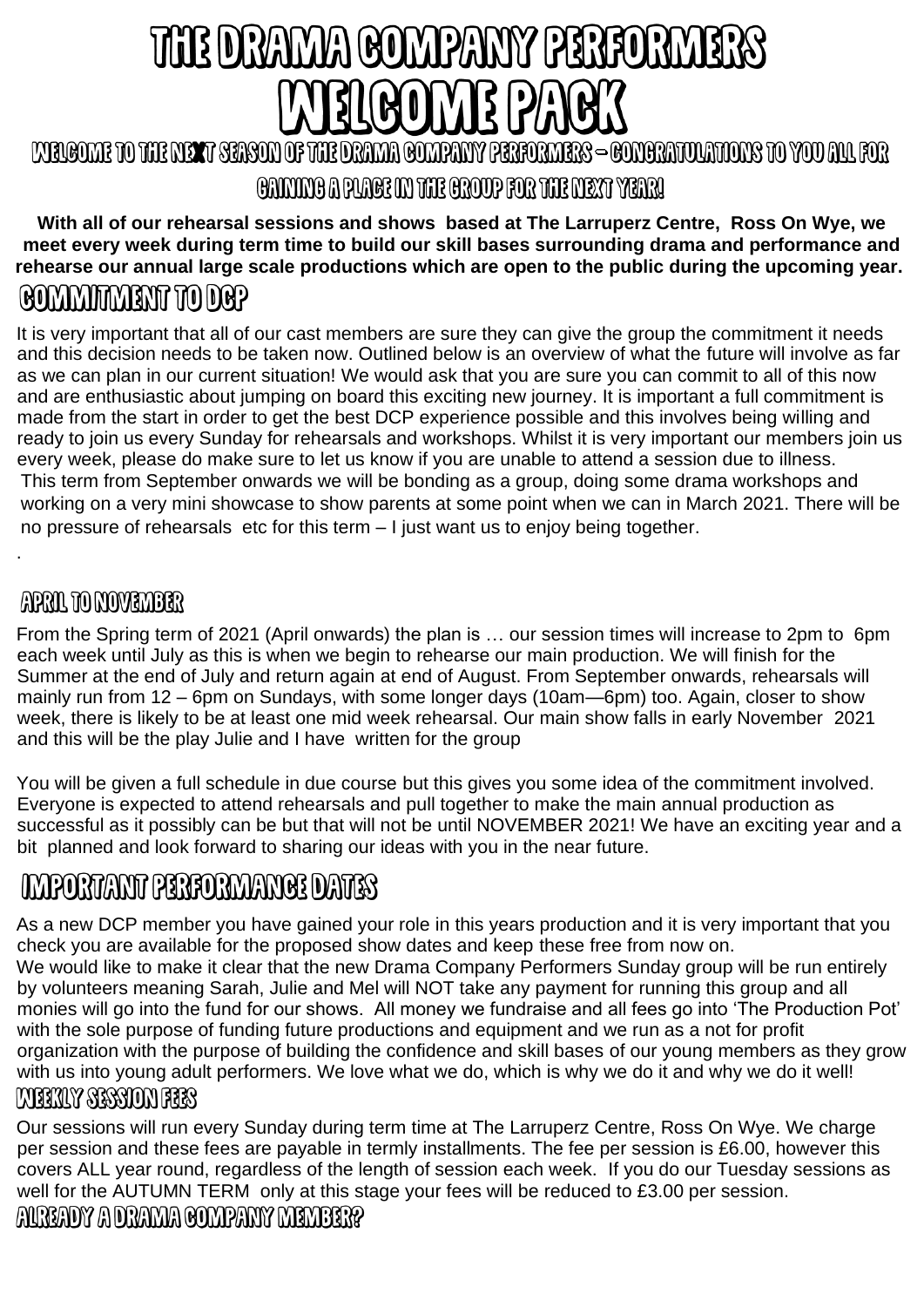# THE DRAMA COMPANY PERFORMERS WELCOME PACK

## WELCOME TO THE NEXT SEASON OF THE DRAMA COMPANY PERFORMERS – CONGRATULATIONS TO YOU ALL FOR GAINING A PLACE IN THE GROUP FOR THE NEXT YEAR!

**With all of our rehearsal sessions and shows based at The Larruperz Centre, Ross On Wye, we meet every week during term time to build our skill bases surrounding drama and performance and rehearse our annual large scale productions which are open to the public during the upcoming year.**

## COMMITMENT TO DCP

It is very important that all of our cast members are sure they can give the group the commitment it needs and this decision needs to be taken now. Outlined below is an overview of what the future will involve as far as we can plan in our current situation! We would ask that you are sure you can commit to all of this now and are enthusiastic about jumping on board this exciting new journey. It is important a full commitment is made from the start in order to get the best DCP experience possible and this involves being willing and ready to join us every Sunday for rehearsals and workshops. Whilst it is very important our members join us every week, please do make sure to let us know if you are unable to attend a session due to illness.
This term from September onwards we will be bonding as a group, doing some drama workshops and working on a very mini showcase to show parents at some point when we can in March 2021. There will be no pressure of rehearsals etc for this term – I just want us to enjoy being together.

.

## APRIL TO NOVEMBER

From the Spring term of 2021 (April onwards) the plan is … our session times will increase to 2pm to 6pm each week until July as this is when we begin to rehearse our main production. We will finish for the Summer at the end of July and return again at end of August. From September onwards, rehearsals will mainly run from 12 – 6pm on Sundays, with some longer days (10am—6pm) too. Again, closer to show week, there is likely to be at least one mid week rehearsal. Our main show falls in early November 2021 and this will be the play Julie and I have written for the group

You will be given a full schedule in due course but this gives you some idea of the commitment involved. Everyone is expected to attend rehearsals and pull together to make the main annual production as successful as it possibly can be but that will not be until NOVEMBER 2021! We have an exciting year and a bit planned and look forward to sharing our ideas with you in the near future.

## IMPORTANT PERFORMANCE DATES

As a new DCP member you have gained your role in this years production and it is very important that you check you are available for the proposed show dates and keep these free from now on.
We would like to make it clear that the new Drama Company Performers Sunday group will be run entirely by volunteers meaning Sarah, Julie and Mel will NOT take any payment for running this group and all monies will go into the fund for our shows. All money we fundraise and all fees go into 'The Production Pot' with the sole purpose of funding future productions and equipment and we run as a not for profit organization with the purpose of building the confidence and skill bases of our young members as they grow with us into young adult performers. We love what we do, which is why we do it and why we do it well!

## WEEKLY SESSION FEES

Our sessions will run every Sunday during term time at The Larruperz Centre, Ross On Wye. We charge per session and these fees are payable in termly installments. The fee per session is £6.00, however this covers ALL year round, regardless of the length of session each week. If you do our Tuesday sessions as well for the AUTUMN TERM only at this stage your fees will be reduced to £3.00 per session.

## ALREADY A DRAMA COMPANY MEMBER?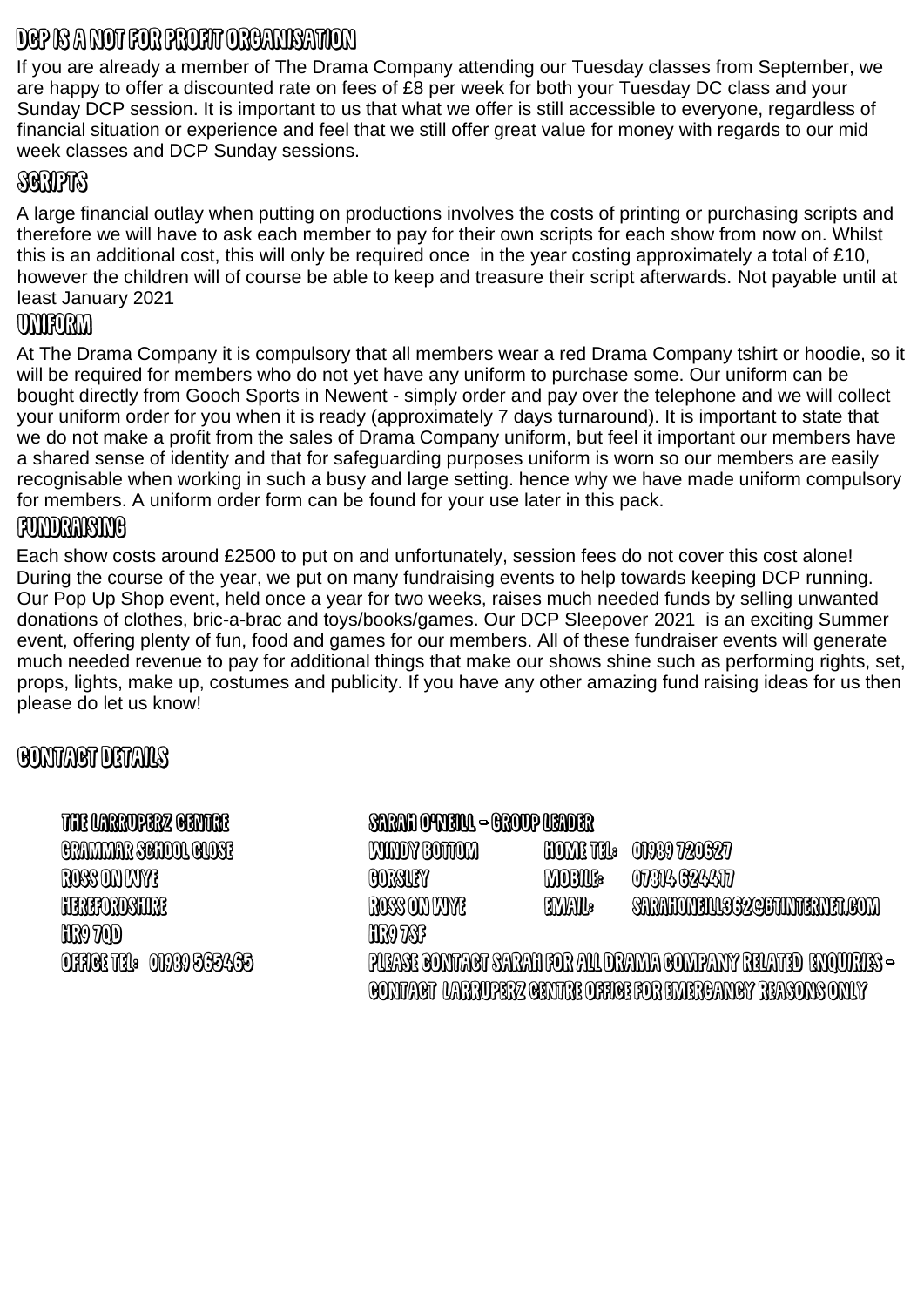## DCP IS A NOT FOR PROFIT ORGANISATION

If you are already a member of The Drama Company attending our Tuesday classes from September, we are happy to offer a discounted rate on fees of £8 per week for both your Tuesday DC class and your Sunday DCP session. It is important to us that what we offer is still accessible to everyone, regardless of financial situation or experience and feel that we still offer great value for money with regards to our mid week classes and DCP Sunday sessions.

## SCRIPTS

A large financial outlay when putting on productions involves the costs of printing or purchasing scripts and therefore we will have to ask each member to pay for their own scripts for each show from now on. Whilst this is an additional cost, this will only be required once in the year costing approximately a total of £10, however the children will of course be able to keep and treasure their script afterwards. Not payable until at least January 2021

## UNIFORM

At The Drama Company it is compulsory that all members wear a red Drama Company tshirt or hoodie, so it will be required for members who do not yet have any uniform to purchase some. Our uniform can be bought directly from Gooch Sports in Newent - simply order and pay over the telephone and we will collect your uniform order for you when it is ready (approximately 7 days turnaround). It is important to state that we do not make a profit from the sales of Drama Company uniform, but feel it important our members have a shared sense of identity and that for safeguarding purposes uniform is worn so our members are easily recognisable when working in such a busy and large setting. hence why we have made uniform compulsory for members. A uniform order form can be found for your use later in this pack.

## FUNDRAISING

Each show costs around £2500 to put on and unfortunately, session fees do not cover this cost alone! During the course of the year, we put on many fundraising events to help towards keeping DCP running. Our Pop Up Shop event, held once a year for two weeks, raises much needed funds by selling unwanted donations of clothes, bric-a-brac and toys/books/games. Our DCP Sleepover 2021 is an exciting Summer event, offering plenty of fun, food and games for our members. All of these fundraiser events will generate much needed revenue to pay for additional things that make our shows shine such as performing rights, set, props, lights, make up, costumes and publicity. If you have any other amazing fund raising ideas for us then please do let us know!

## CONTACT DETAILS

THE LARRUPERZ CENTRE
GRAMMAR SCHOOL CLOSE
ROSS ON WYE
HEREFORDSHIRE
HR9 7QD
OFFICE TEL: 01989 565465

SARAH O'NEILL - GROUP LEADER
WINDY BOTTOM
GORSLEY
ROSS ON WYE
HR9 7SF

HOME TEL: 01989 720627
MOBILE: 07814 624417
EMAIL: SARAHONEILL362@BTINTERNET.COM

PLEASE CONTACT SARAH FOR ALL DRAMA COMPANY RELATED ENQUIRIES - CONTACT LARRUPERZ CENTRE OFFICE FOR EMERGANCY REASONS ONLY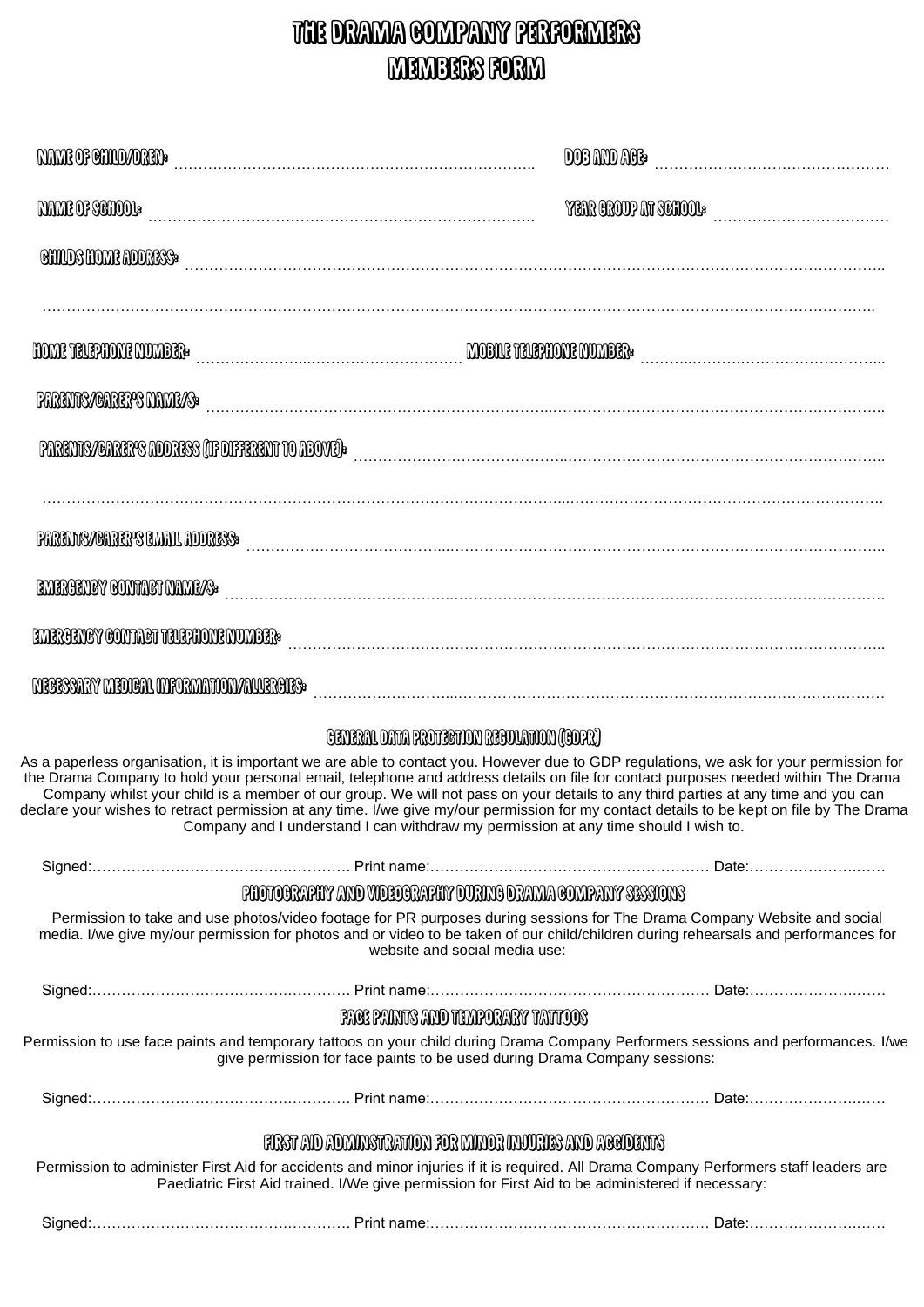# THE DRAMA COMPANY PERFORMERS
# MEMBERS FORM

NAME OF CHILD/DREN: …………………………………………………………………….. DOB AND AGE: …………………………………………

NAME OF SCHOOL: ………………………………………………………………………. YEAR GROUP AT SCHOOL: ………………………………

CHILDS HOME ADDRESS: ……………………………………………………………………………………………………………………………..

…………………………………………………………………………………………………………………………………………………………..

HOME TELEPHONE NUMBER: ………………….…………………………… MOBILE TELEPHONE NUMBER: ………..……………………………….

PARENTS/CARER'S NAME/S: ………………………………………………………………………………………………………………………..

PARENTS/CARER'S ADDRESS (IF DIFFERENT TO ABOVE): ……………………………………………………………………………………..

…………………………………………………………………………………………………………………………………………………………..

PARENTS/CARER'S EMAIL ADDRESS: ……………………………………………………………………………………………………………..

EMERGENCY CONTACT NAME/S: …………………………………………………………………………………………………………………..

EMERGENCY CONTACT TELEPHONE NUMBER: ……………………………………………………………………………………………………..

NECESSARY MEDICAL INFORMATION/ALLERGIES: ………………………………………………………………………………………………

## GENERAL DATA PROTECTION REGULATION (GDPR)

As a paperless organisation, it is important we are able to contact you. However due to GDP regulations, we ask for your permission for the Drama Company to hold your personal email, telephone and address details on file for contact purposes needed within The Drama Company whilst your child is a member of our group. We will not pass on your details to any third parties at any time and you can declare your wishes to retract permission at any time. I/we give my/our permission for my contact details to be kept on file by The Drama Company and I understand I can withdraw my permission at any time should I wish to.

Signed:……………………………………………. Print name:…………………………………………………. Date:………………………

## PHOTOGRAPHY AND VIDEOGRAPHY DURING DRAMA COMPANY SESSIONS

Permission to take and use photos/video footage for PR purposes during sessions for The Drama Company Website and social media. I/we give my/our permission for photos and or video to be taken of our child/children during rehearsals and performances for website and social media use:

Signed:……………………………………………. Print name:…………………………………………………. Date:………………………

## FACE PAINTS AND TEMPORARY TATTOOS

Permission to use face paints and temporary tattoos on your child during Drama Company Performers sessions and performances. I/we give permission for face paints to be used during Drama Company sessions:

Signed:……………………………………………. Print name:…………………………………………………. Date:………………………

## FIRST AID ADMINSTRATION FOR MINOR INJURIES AND ACCIDENTS

Permission to administer First Aid for accidents and minor injuries if it is required. All Drama Company Performers staff leaders are Paediatric First Aid trained. I/We give permission for First Aid to be administered if necessary:

Signed:……………………………………………. Print name:…………………………………………………. Date:………………………